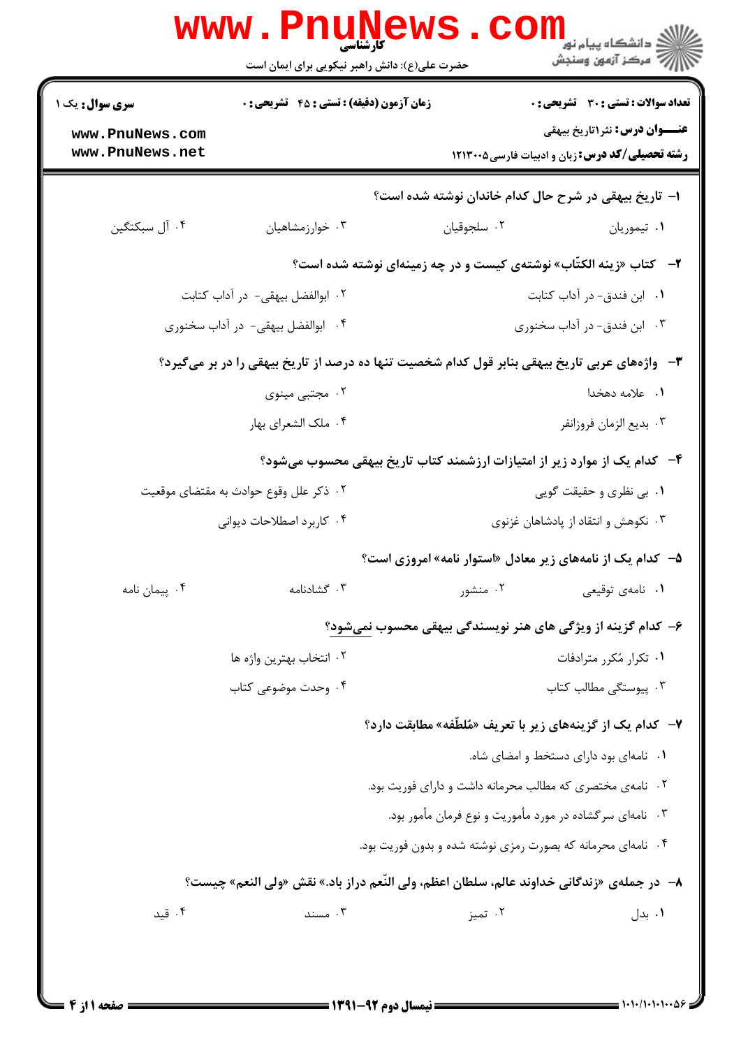**سری سؤال:** یک ۱

**زمان آزمون (دقیقه) : تستی : ۴۵ تشریحی : ۰**

**تعداد سوالات : تستی : ۳۰ تشریحی : ۰**

**عنـــوان درس:** نثر۱تاریخ بیهقی

**رشته تحصیلی/کد درس:** زبان و ادبیات فارسی۱۲۱۳۰۰۵

۱- تاریخ بیهقی در شرح حال کدام خاندان نوشته شده است؟

۱. تیموریان
۲. سلجوقیان
۳. خوارزمشاهیان
۴. آل سبکتگین

۲- کتاب «زینه الکتّاب» نوشته‌ی کیست و در چه زمینه‌ای نوشته شده است؟

۱. ابن فندق- در آداب کتابت
۲. ابوالفضل بیهقی- در آداب کتابت
۳. ابن فندق- در آداب سخنوری
۴. ابوالفضل بیهقی- در آداب سخنوری

۳- واژه‌های عربی تاریخ بیهقی بنابر قول کدام شخصیت تنها ده درصد از تاریخ بیهقی را در بر می‌گیرد؟

۱. علامه دهخدا
۲. مجتبی مینوی
۳. بدیع الزمان فروزانفر
۴. ملک الشعرای بهار

۴- کدام یک از موارد زیر از امتیازات ارزشمند کتاب تاریخ بیهقی محسوب می‌شود؟

۱. بی نظری و حقیقت گویی
۲. ذکر علل وقوع حوادث به مقتضای موقعیت
۳. نکوهش و انتقاد از پادشاهان غزنوی
۴. کاربرد اصطلاحات دیوانی

۵- کدام یک از نامه‌های زیر معادل «استوار نامه» امروزی است؟

۱. نامه‌ی توقیعی
۲. منشور
۳. گشادنامه
۴. پیمان نامه

۶- کدام گزینه از ویژگی های هنر نویسندگی بیهقی محسوب نمی‌شود؟

۱. تکرار مُکرر مترادفات
۲. انتخاب بهترین واژه ها
۳. پیوستگی مطالب کتاب
۴. وحدت موضوعی کتاب

۷- کدام یک از گزینه‌های زیر با تعریف «مُلطّفه» مطابقت دارد؟

۱. نامه‌ای بود دارای دستخط و امضای شاه.
۲. نامه‌ی مختصری که مطالب محرمانه داشت و دارای فوریت بود.
۳. نامه‌ای سرگشاده در مورد مأموریت و نوع فرمان مأمور بود.
۴. نامه‌ای محرمانه که بصورت رمزی نوشته شده و بدون فوریت بود.

۸- در جمله‌ی «زندگانی خداوند عالم، سلطان اعظم، ولی النّعم دراز باد.» نقش «ولی النعم» چیست؟

۱. بدل
۲. تمیز
۳. مسند
۴. قید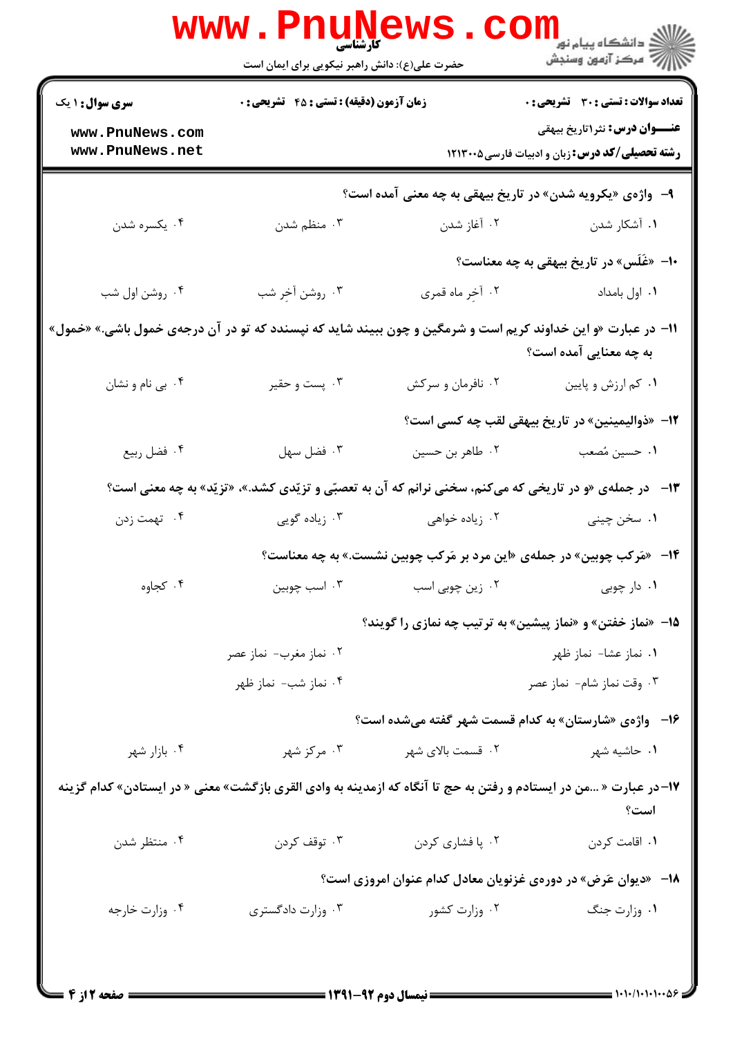۹- واژه‌ی «یکرویه شدن» در تاریخ بیهقی به چه معنی آمده است؟

۱. آشکار شدن
۲. آغاز شدن
۳. منظم شدن
۴. یکسره شدن

۱۰- «غَلَس» در تاریخ بیهقی به چه معناست؟

۱. اول بامداد
۲. آخرِ ماه قمری
۳. روشن آخرِ شب
۴. روشن اول شب

۱۱- در عبارت «و این خداوند کریم است و شرمگین و چون ببیند شاید که نپسندد که تو در آن درجه‌ی خمول باشی.» «خمول» به چه معنایی آمده است؟

۱. کم ارزش و پایین
۲. نافرمان و سرکش
۳. پست و حقیر
۴. بی نام و نشان

۱۲- «ذوالیمینین» در تاریخ بیهقی لقب چه کسی است؟

۱. حسین مُصعب
۲. طاهر بن حسین
۳. فضل سهل
۴. فضل ربیع

۱۳- در جمله‌ی «و در تاریخی که می‌کنم، سخنی نرانم که آن به تعصبّی و تزیّدی کشد.»، «تزیّد» به چه معنی است؟

۱. سخن چینی
۲. زیاده خواهی
۳. زیاده گویی
۴. تهمت زدن

۱۴- «مَرکب چوبین» در جمله‌ی «این مرد بر مَرکب چوبین نشست.» به چه معناست؟

۱. دار چوبی
۲. زین چوبی اسب
۳. اسب چوبین
۴. کجاوه

۱۵- «نماز خفتن» و «نماز پیشین» به ترتیب چه نمازی را گویند؟

۱. نماز عشا- نماز ظهر
۲. نماز مغرب- نماز عصر
۳. وقت نماز شام- نماز عصر
۴. نماز شب- نماز ظهر

۱۶- واژه‌ی «شارستان» به کدام قسمت شهر گفته می‌شده است؟

۱. حاشیه شهر
۲. قسمت بالای شهر
۳. مرکز شهر
۴. بازار شهر

۱۷- در عبارت « ...من در ایستادم و رفتن به حج تا آنگاه که ازمدینه به وادی القری بازگشت» معنی « در ایستادن» کدام گزینه است؟

۱. اقامت کردن
۲. پا فشاری کردن
۳. توقف کردن
۴. منتظر شدن

۱۸- «دیوان عَرض» در دوره‌ی غزنویان معادل کدام عنوان امروزی است؟

۱. وزارت جنگ
۲. وزارت کشور
۳. وزارت دادگستری
۴. وزارت خارجه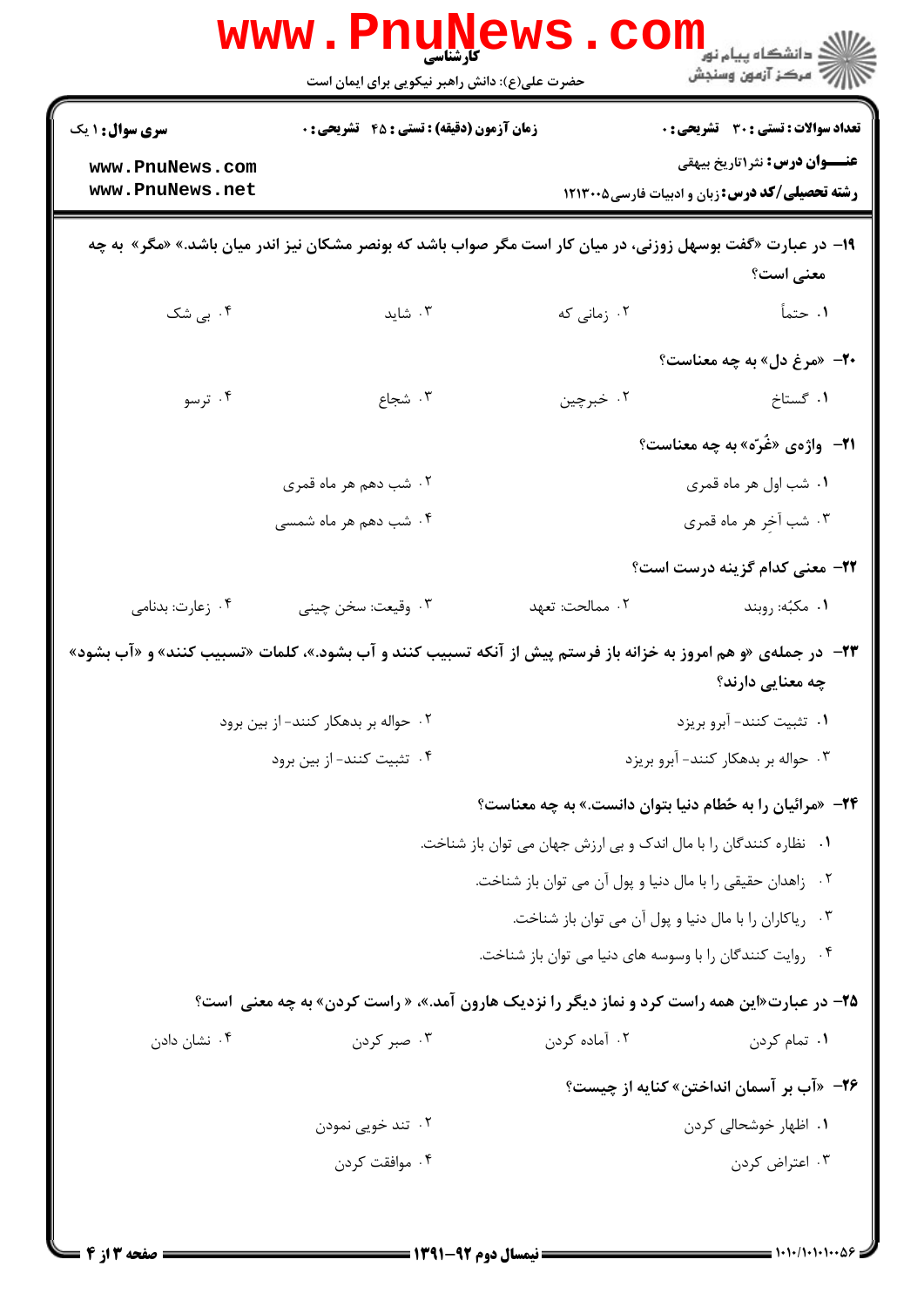**۱۹- در عبارت «گفت بوسهل زوزنی، در میان کار است مگر صواب باشد که بونصر مشکان نیز اندر میان باشد.» «مگر» به چه معنی است؟**

۱. حتماً
۲. زمانی که
۳. شاید
۴. بی شک

**۲۰- «مرغ دل» به چه معناست؟**

۱. گستاخ
۲. خبرچین
۳. شجاع
۴. ترسو

**۲۱- واژه‌ی «غُرّه» به چه معناست؟**

۱. شب اول هر ماه قمری
۲. شب دهم هر ماه قمری
۳. شب آخِر هر ماه قمری
۴. شب دهم هر ماه شمسی

**۲۲- معنی کدام گزینه درست است؟**

۱. مکبّه: روبند
۲. ممالحت: تعهد
۳. وقیعت: سخن چینی
۴. زعارت: بدنامی

**۲۳- در جمله‌ی «و هم امروز به خزانه باز فرستم پیش از آنکه تسبیب کنند و آب بشود.»، کلمات «تسبیب کنند» و «آب بشود» چه معنایی دارند؟**

۱. تثبیت کنند- آبرو بریزد
۲. حواله بر بدهکار کنند- از بین برود
۳. حواله بر بدهکار کنند- آبرو بریزد
۴. تثبیت کنند- از بین برود

**۲۴- «مرائیان را به حُطام دنیا بتوان دانست.» به چه معناست؟**

۱. نظاره کنندگان را با مال اندک و بی ارزش جهان می توان باز شناخت.
۲. زاهدان حقیقی را با مال دنیا و پول آن می توان باز شناخت.
۳. ریاکاران را با مال دنیا و پول آن می توان باز شناخت.
۴. روایت کنندگان را با وسوسه های دنیا می توان باز شناخت.

**۲۵- در عبارت«این همه راست کرد و نماز دیگر را نزدیک هارون آمد.»، « راست کردن» به چه معنی است؟**

۱. تمام کردن
۲. آماده کردن
۳. صبر کردن
۴. نشان دادن

**۲۶- «آب بر آسمان انداختن» کنایه از چیست؟**

۱. اظهار خوشحالی کردن
۲. تند خویی نمودن
۳. اعتراض کردن
۴. موافقت کردن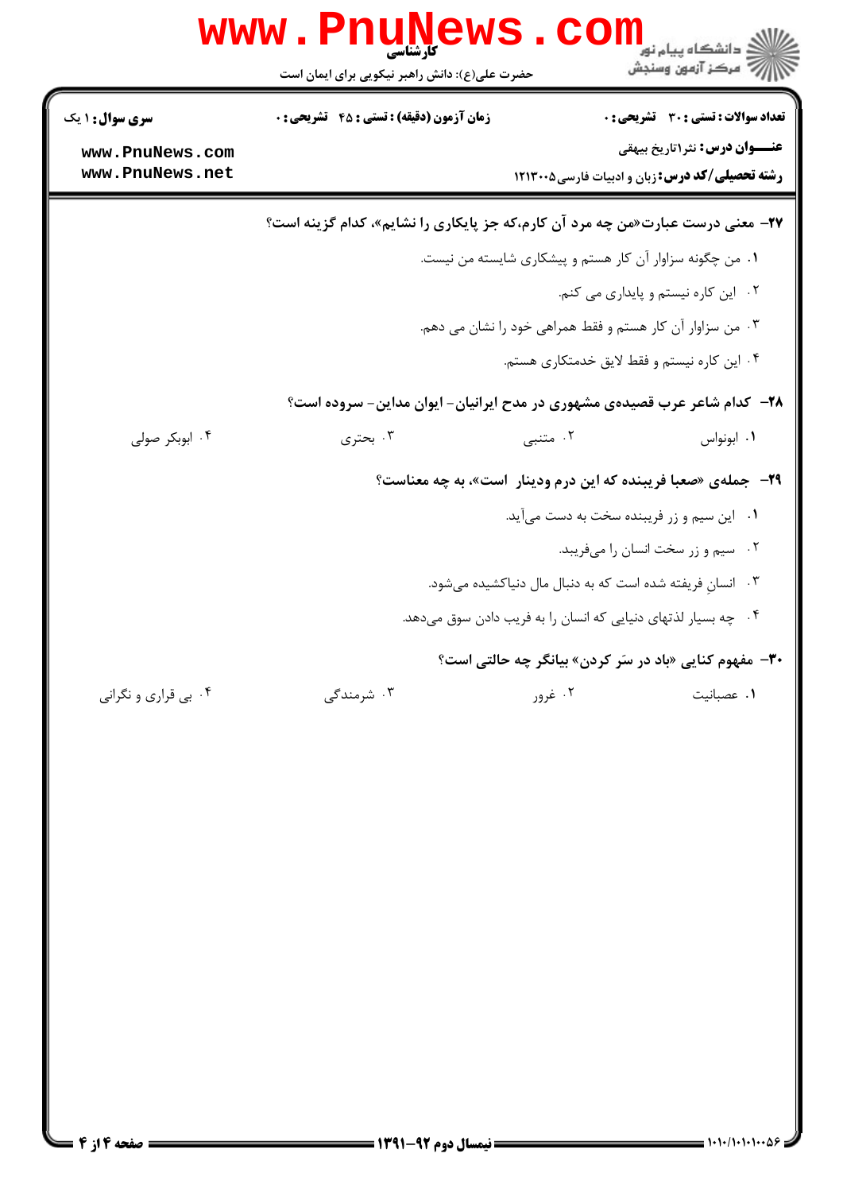۲۷- معنی درست عبارت«من چه مرد آن کارم،که جز پایکاری را نشایم»، کدام گزینه است؟

۱. من چگونه سزاوار آن کار هستم و پیشکاری شایسته من نیست.

۲. این کاره نیستم و پایداری می کنم.

۳. من سزاوار آن کار هستم و فقط همراهی خود را نشان می دهم.

۴. این کاره نیستم و فقط لایق خدمتکاری هستم.

۲۸- کدام شاعر عرب قصیده‌ی مشهوری در مدح ایرانیان- ایوان مداین- سروده است؟

۱. ابونواس ۲. متنبی ۳. بحتری ۴. ابوبکر صولی

۲۹- جمله‌ی «صعبا فریبنده که این درم ودینار است»، به چه معناست؟

۱. این سیم و زر فریبنده سخت به دست می‌آید.

۲. سیم و زر سخت انسان را می‌فریبد.

۳. انسانِ فریفته شده است که به دنبال مال دنیاکشیده می‌شود.

۴. چه بسیار لذتهای دنیایی که انسان را به فریب دادن سوق می‌دهد.

۳۰- مفهوم کنایی «باد در سَر کردن» بیانگر چه حالتی است؟

۱. عصبانیت ۲. غرور ۳. شرمندگی ۴. بی قراری و نگرانی